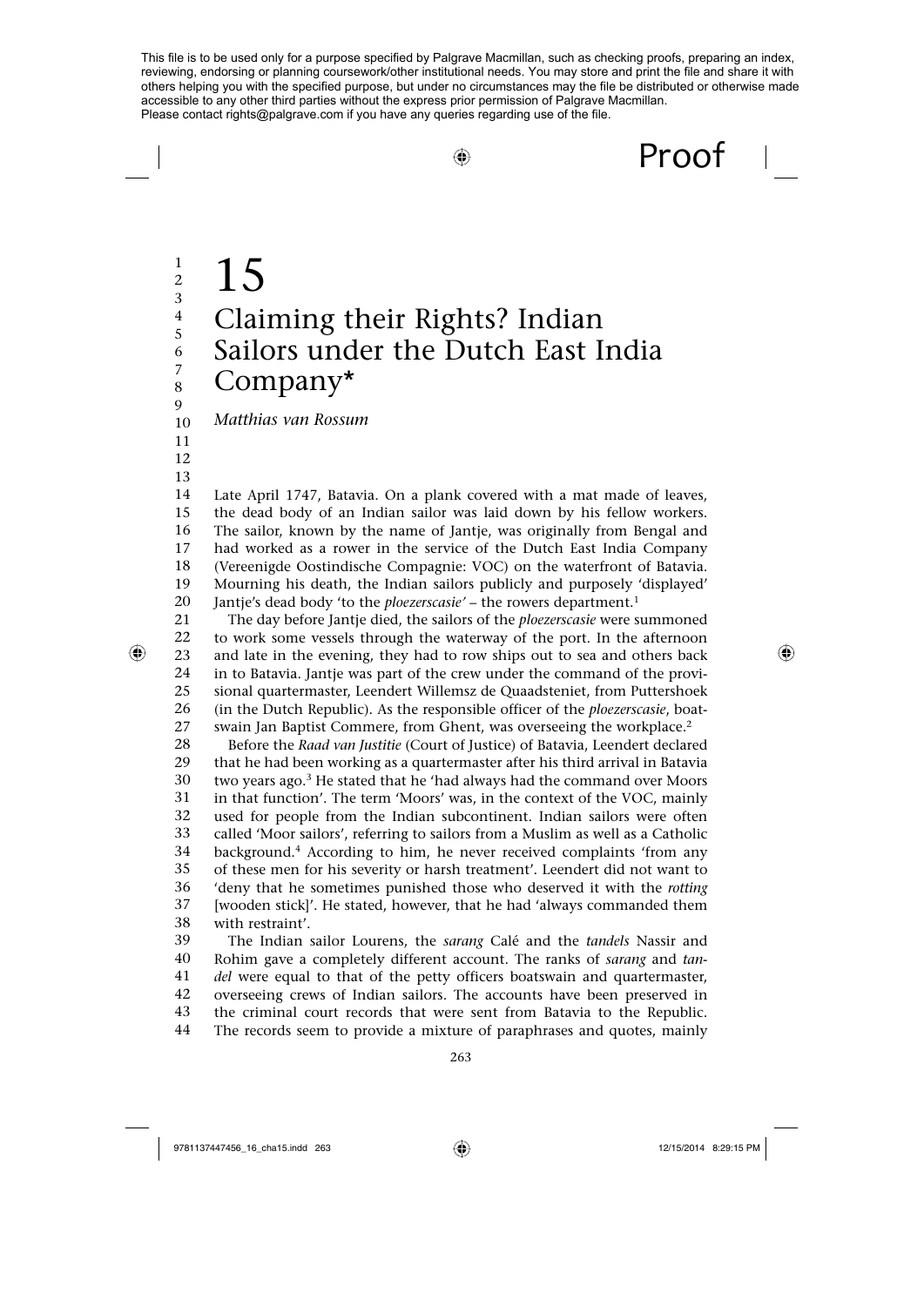# 15

# Claiming their Rights? Indian Sailors under the Dutch East India Company*

*Matthias van Rossum*

Late April 1747, Batavia. On a plank covered with a mat made of leaves, the dead body of an Indian sailor was laid down by his fellow workers. The sailor, known by the name of Jantje, was originally from Bengal and had worked as a rower in the service of the Dutch East India Company (Vereenigde Oostindische Compagnie: VOC) on the waterfront of Batavia. Mourning his death, the Indian sailors publicly and purposely 'displayed' Jantje's dead body 'to the *ploezerscasie'* – the rowers department.[1]

The day before Jantje died, the sailors of the *ploezerscasie* were summoned to work some vessels through the waterway of the port. In the afternoon and late in the evening, they had to row ships out to sea and others back in to Batavia. Jantje was part of the crew under the command of the provisional quartermaster, Leendert Willemsz de Quaadsteniet, from Puttershoek (in the Dutch Republic). As the responsible officer of the *ploezerscasie*, boatswain Jan Baptist Commere, from Ghent, was overseeing the workplace.[2]

Before the *Raad van Justitie* (Court of Justice) of Batavia, Leendert declared that he had been working as a quartermaster after his third arrival in Batavia two years ago.[3] He stated that he 'had always had the command over Moors in that function'. The term 'Moors' was, in the context of the VOC, mainly used for people from the Indian subcontinent. Indian sailors were often called 'Moor sailors', referring to sailors from a Muslim as well as a Catholic background.[4] According to him, he never received complaints 'from any of these men for his severity or harsh treatment'. Leendert did not want to 'deny that he sometimes punished those who deserved it with the *rotting* [wooden stick]'. He stated, however, that he had 'always commanded them with restraint'.

The Indian sailor Lourens, the *sarang* Calé and the *tandels* Nassir and Rohim gave a completely different account. The ranks of *sarang* and *tandel* were equal to that of the petty officers boatswain and quartermaster, overseeing crews of Indian sailors. The accounts have been preserved in the criminal court records that were sent from Batavia to the Republic. The records seem to provide a mixture of paraphrases and quotes, mainly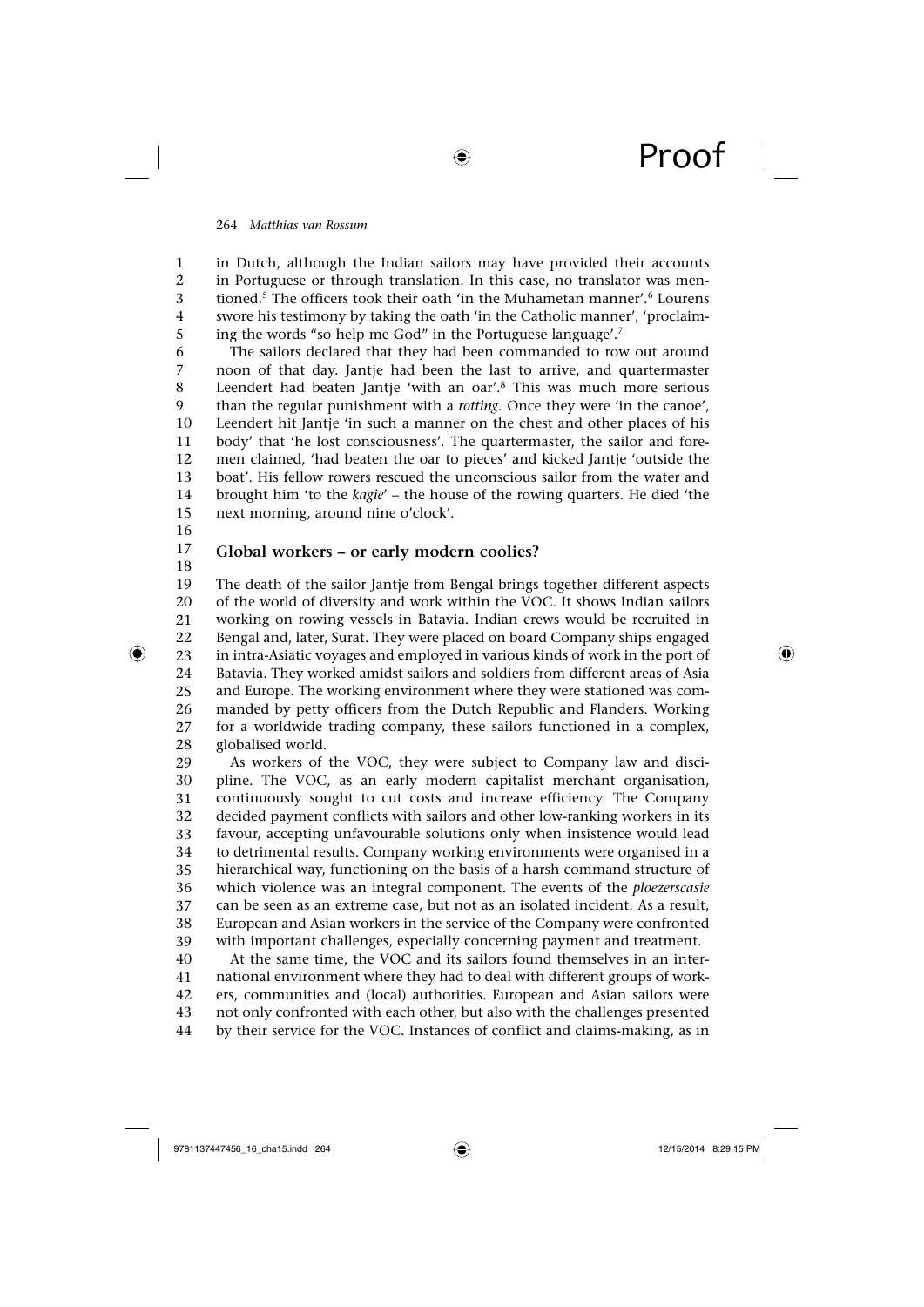in Dutch, although the Indian sailors may have provided their accounts in Portuguese or through translation. In this case, no translator was mentioned.[5] The officers took their oath 'in the Muhametan manner'.[6] Lourens swore his testimony by taking the oath 'in the Catholic manner', 'proclaiming the words "so help me God" in the Portuguese language'.[7]

The sailors declared that they had been commanded to row out around noon of that day. Jantje had been the last to arrive, and quartermaster Leendert had beaten Jantje 'with an oar'.[8] This was much more serious than the regular punishment with a *rotting*. Once they were 'in the canoe', Leendert hit Jantje 'in such a manner on the chest and other places of his body' that 'he lost consciousness'. The quartermaster, the sailor and foremen claimed, 'had beaten the oar to pieces' and kicked Jantje 'outside the boat'. His fellow rowers rescued the unconscious sailor from the water and brought him 'to the *kagie*' – the house of the rowing quarters. He died 'the next morning, around nine o'clock'.

## Global workers – or early modern coolies?

The death of the sailor Jantje from Bengal brings together different aspects of the world of diversity and work within the VOC. It shows Indian sailors working on rowing vessels in Batavia. Indian crews would be recruited in Bengal and, later, Surat. They were placed on board Company ships engaged in intra-Asiatic voyages and employed in various kinds of work in the port of Batavia. They worked amidst sailors and soldiers from different areas of Asia and Europe. The working environment where they were stationed was commanded by petty officers from the Dutch Republic and Flanders. Working for a worldwide trading company, these sailors functioned in a complex, globalised world.

As workers of the VOC, they were subject to Company law and discipline. The VOC, as an early modern capitalist merchant organisation, continuously sought to cut costs and increase efficiency. The Company decided payment conflicts with sailors and other low-ranking workers in its favour, accepting unfavourable solutions only when insistence would lead to detrimental results. Company working environments were organised in a hierarchical way, functioning on the basis of a harsh command structure of which violence was an integral component. The events of the *ploezerscasie* can be seen as an extreme case, but not as an isolated incident. As a result, European and Asian workers in the service of the Company were confronted with important challenges, especially concerning payment and treatment.

At the same time, the VOC and its sailors found themselves in an international environment where they had to deal with different groups of workers, communities and (local) authorities. European and Asian sailors were not only confronted with each other, but also with the challenges presented by their service for the VOC. Instances of conflict and claims-making, as in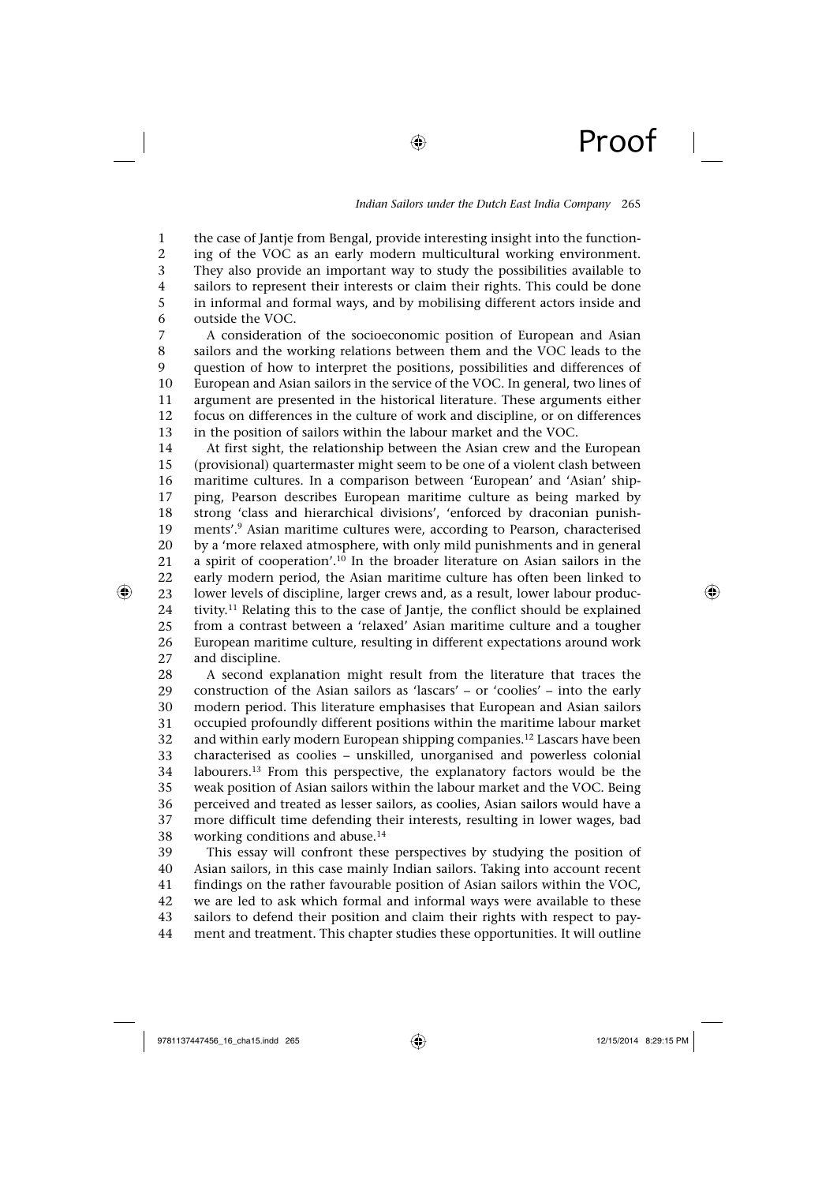the case of Jantje from Bengal, provide interesting insight into the functioning of the VOC as an early modern multicultural working environment. They also provide an important way to study the possibilities available to sailors to represent their interests or claim their rights. This could be done in informal and formal ways, and by mobilising different actors inside and outside the VOC.

A consideration of the socioeconomic position of European and Asian sailors and the working relations between them and the VOC leads to the question of how to interpret the positions, possibilities and differences of European and Asian sailors in the service of the VOC. In general, two lines of argument are presented in the historical literature. These arguments either focus on differences in the culture of work and discipline, or on differences in the position of sailors within the labour market and the VOC.

At first sight, the relationship between the Asian crew and the European (provisional) quartermaster might seem to be one of a violent clash between maritime cultures. In a comparison between 'European' and 'Asian' shipping, Pearson describes European maritime culture as being marked by strong 'class and hierarchical divisions', 'enforced by draconian punishments'.[9] Asian maritime cultures were, according to Pearson, characterised by a 'more relaxed atmosphere, with only mild punishments and in general a spirit of cooperation'.[10] In the broader literature on Asian sailors in the early modern period, the Asian maritime culture has often been linked to lower levels of discipline, larger crews and, as a result, lower labour productivity.[11] Relating this to the case of Jantje, the conflict should be explained from a contrast between a 'relaxed' Asian maritime culture and a tougher European maritime culture, resulting in different expectations around work and discipline.

A second explanation might result from the literature that traces the construction of the Asian sailors as 'lascars' – or 'coolies' – into the early modern period. This literature emphasises that European and Asian sailors occupied profoundly different positions within the maritime labour market and within early modern European shipping companies.[12] Lascars have been characterised as coolies – unskilled, unorganised and powerless colonial labourers.[13] From this perspective, the explanatory factors would be the weak position of Asian sailors within the labour market and the VOC. Being perceived and treated as lesser sailors, as coolies, Asian sailors would have a more difficult time defending their interests, resulting in lower wages, bad working conditions and abuse.[14]

This essay will confront these perspectives by studying the position of Asian sailors, in this case mainly Indian sailors. Taking into account recent findings on the rather favourable position of Asian sailors within the VOC, we are led to ask which formal and informal ways were available to these sailors to defend their position and claim their rights with respect to payment and treatment. This chapter studies these opportunities. It will outline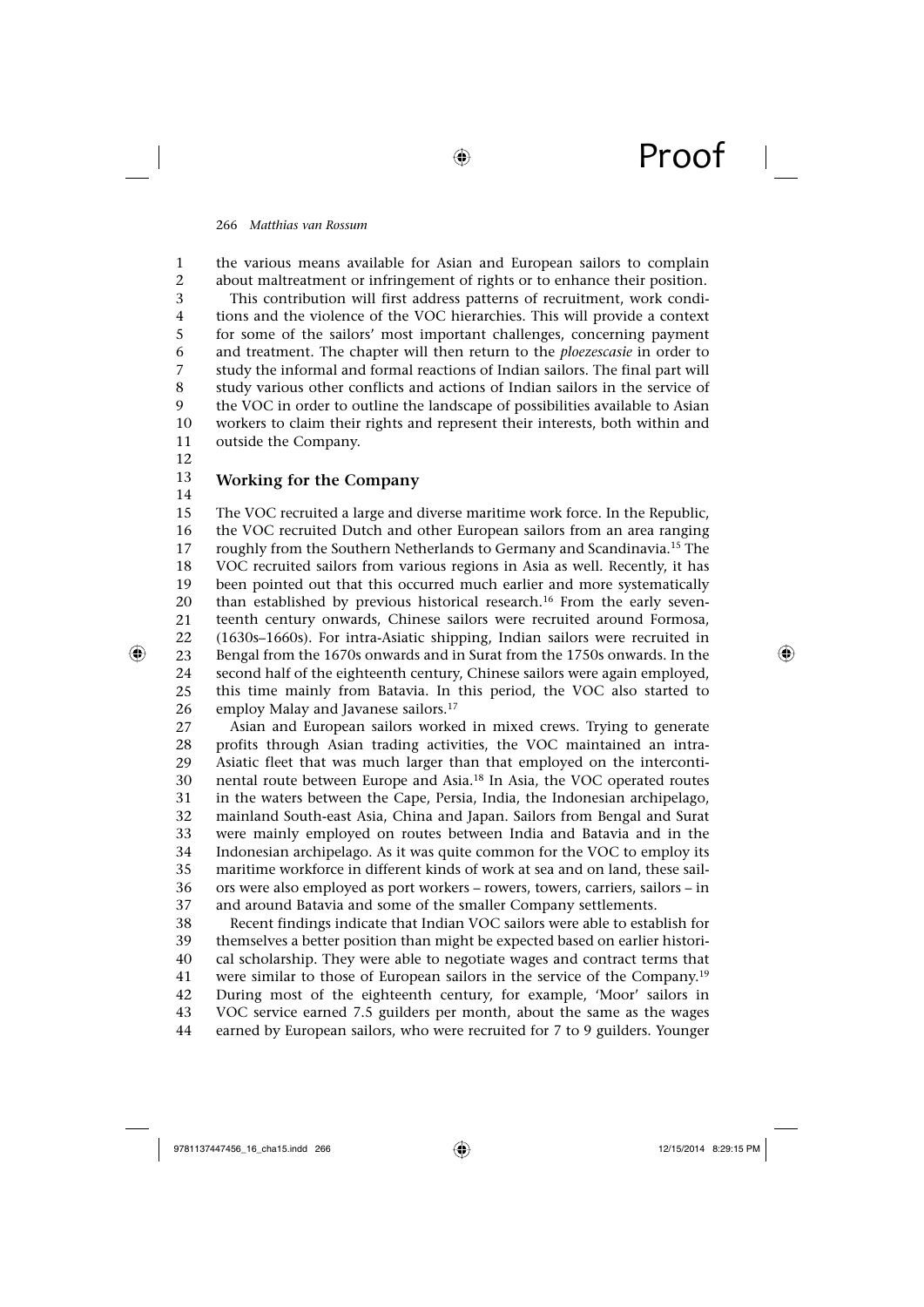the various means available for Asian and European sailors to complain about maltreatment or infringement of rights or to enhance their position.

This contribution will first address patterns of recruitment, work conditions and the violence of the VOC hierarchies. This will provide a context for some of the sailors' most important challenges, concerning payment and treatment. The chapter will then return to the *ploezescasie* in order to study the informal and formal reactions of Indian sailors. The final part will study various other conflicts and actions of Indian sailors in the service of the VOC in order to outline the landscape of possibilities available to Asian workers to claim their rights and represent their interests, both within and outside the Company.

## Working for the Company

The VOC recruited a large and diverse maritime work force. In the Republic, the VOC recruited Dutch and other European sailors from an area ranging roughly from the Southern Netherlands to Germany and Scandinavia.[15] The VOC recruited sailors from various regions in Asia as well. Recently, it has been pointed out that this occurred much earlier and more systematically than established by previous historical research.[16] From the early seventeenth century onwards, Chinese sailors were recruited around Formosa, (1630s–1660s). For intra-Asiatic shipping, Indian sailors were recruited in Bengal from the 1670s onwards and in Surat from the 1750s onwards. In the second half of the eighteenth century, Chinese sailors were again employed, this time mainly from Batavia. In this period, the VOC also started to employ Malay and Javanese sailors.[17]

Asian and European sailors worked in mixed crews. Trying to generate profits through Asian trading activities, the VOC maintained an intra-Asiatic fleet that was much larger than that employed on the intercontinental route between Europe and Asia.[18] In Asia, the VOC operated routes in the waters between the Cape, Persia, India, the Indonesian archipelago, mainland South-east Asia, China and Japan. Sailors from Bengal and Surat were mainly employed on routes between India and Batavia and in the Indonesian archipelago. As it was quite common for the VOC to employ its maritime workforce in different kinds of work at sea and on land, these sailors were also employed as port workers – rowers, towers, carriers, sailors – in and around Batavia and some of the smaller Company settlements.

Recent findings indicate that Indian VOC sailors were able to establish for themselves a better position than might be expected based on earlier historical scholarship. They were able to negotiate wages and contract terms that were similar to those of European sailors in the service of the Company.[19] During most of the eighteenth century, for example, 'Moor' sailors in VOC service earned 7.5 guilders per month, about the same as the wages earned by European sailors, who were recruited for 7 to 9 guilders. Younger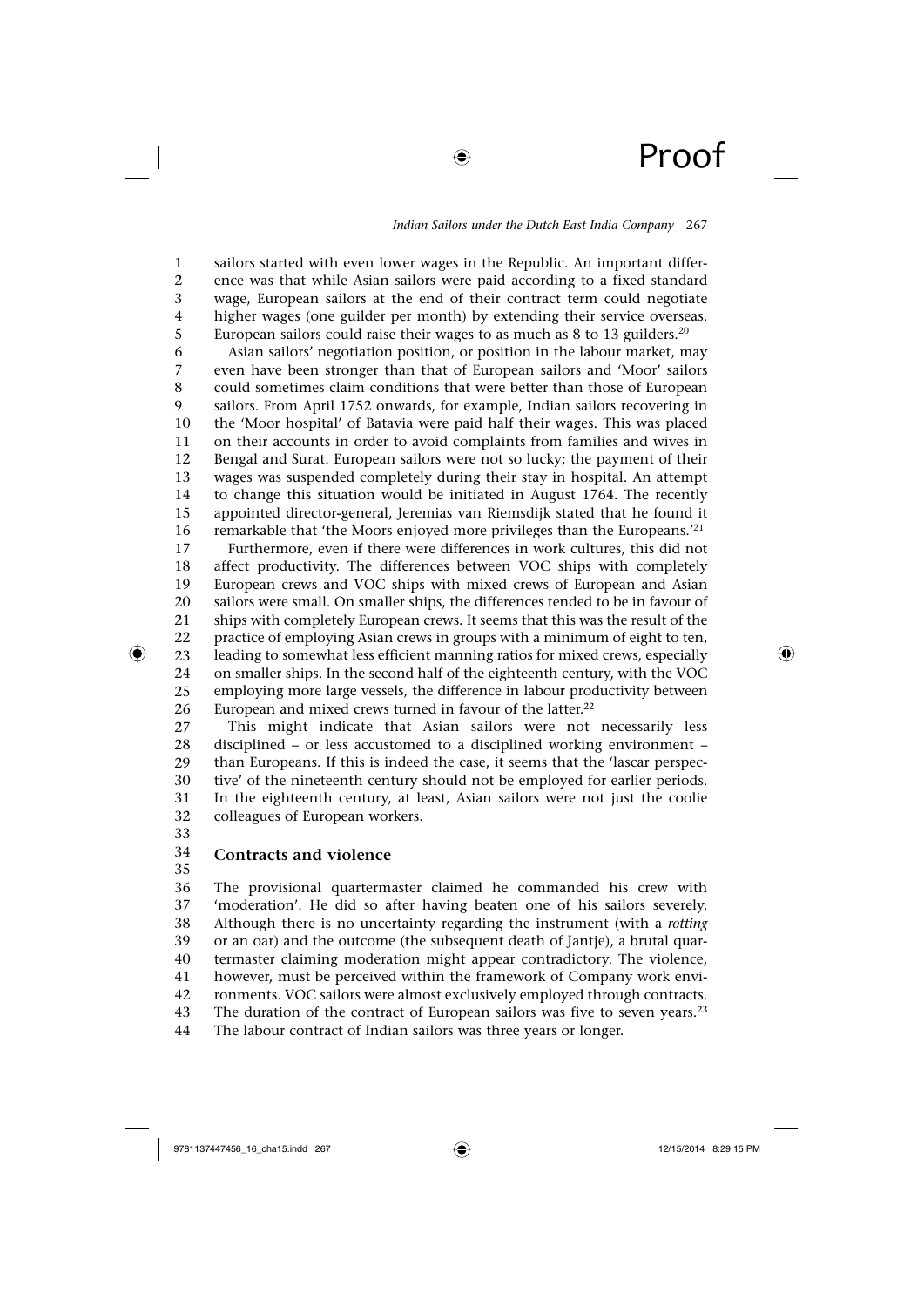sailors started with even lower wages in the Republic. An important difference was that while Asian sailors were paid according to a fixed standard wage, European sailors at the end of their contract term could negotiate higher wages (one guilder per month) by extending their service overseas. European sailors could raise their wages to as much as 8 to 13 guilders.[20]

Asian sailors' negotiation position, or position in the labour market, may even have been stronger than that of European sailors and 'Moor' sailors could sometimes claim conditions that were better than those of European sailors. From April 1752 onwards, for example, Indian sailors recovering in the 'Moor hospital' of Batavia were paid half their wages. This was placed on their accounts in order to avoid complaints from families and wives in Bengal and Surat. European sailors were not so lucky; the payment of their wages was suspended completely during their stay in hospital. An attempt to change this situation would be initiated in August 1764. The recently appointed director-general, Jeremias van Riemsdijk stated that he found it remarkable that 'the Moors enjoyed more privileges than the Europeans.'[21]

Furthermore, even if there were differences in work cultures, this did not affect productivity. The differences between VOC ships with completely European crews and VOC ships with mixed crews of European and Asian sailors were small. On smaller ships, the differences tended to be in favour of ships with completely European crews. It seems that this was the result of the practice of employing Asian crews in groups with a minimum of eight to ten, leading to somewhat less efficient manning ratios for mixed crews, especially on smaller ships. In the second half of the eighteenth century, with the VOC employing more large vessels, the difference in labour productivity between European and mixed crews turned in favour of the latter.[22]

This might indicate that Asian sailors were not necessarily less disciplined – or less accustomed to a disciplined working environment – than Europeans. If this is indeed the case, it seems that the 'lascar perspective' of the nineteenth century should not be employed for earlier periods. In the eighteenth century, at least, Asian sailors were not just the coolie colleagues of European workers.

## Contracts and violence

The provisional quartermaster claimed he commanded his crew with 'moderation'. He did so after having beaten one of his sailors severely. Although there is no uncertainty regarding the instrument (with a *rotting* or an oar) and the outcome (the subsequent death of Jantje), a brutal quartermaster claiming moderation might appear contradictory. The violence, however, must be perceived within the framework of Company work environments. VOC sailors were almost exclusively employed through contracts. The duration of the contract of European sailors was five to seven years.[23] The labour contract of Indian sailors was three years or longer.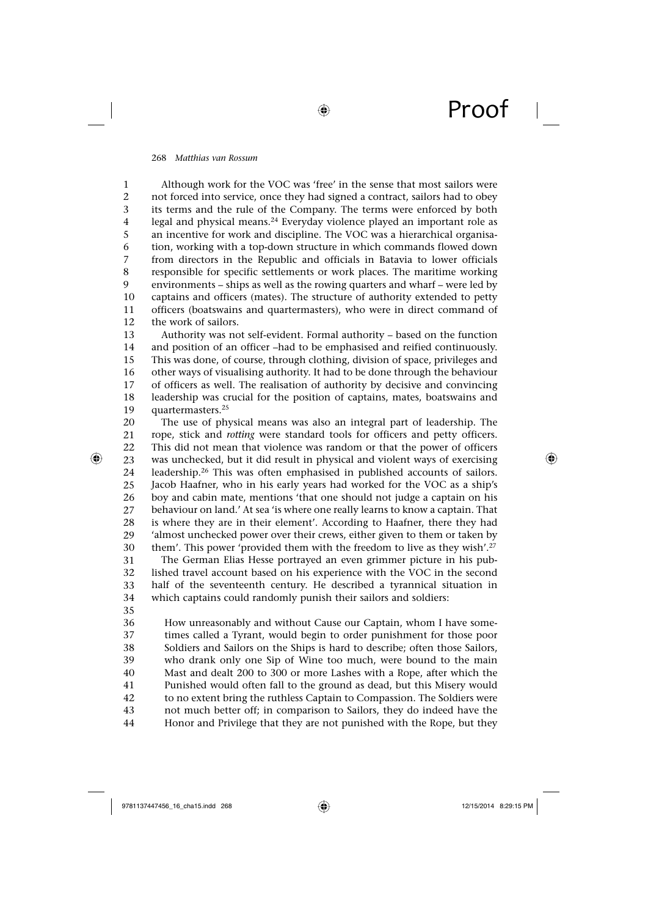Although work for the VOC was 'free' in the sense that most sailors were not forced into service, once they had signed a contract, sailors had to obey its terms and the rule of the Company. The terms were enforced by both legal and physical means.[24] Everyday violence played an important role as an incentive for work and discipline. The VOC was a hierarchical organisation, working with a top-down structure in which commands flowed down from directors in the Republic and officials in Batavia to lower officials responsible for specific settlements or work places. The maritime working environments – ships as well as the rowing quarters and wharf – were led by captains and officers (mates). The structure of authority extended to petty officers (boatswains and quartermasters), who were in direct command of the work of sailors.

Authority was not self-evident. Formal authority – based on the function and position of an officer –had to be emphasised and reified continuously. This was done, of course, through clothing, division of space, privileges and other ways of visualising authority. It had to be done through the behaviour of officers as well. The realisation of authority by decisive and convincing leadership was crucial for the position of captains, mates, boatswains and quartermasters.[25]

The use of physical means was also an integral part of leadership. The rope, stick and *rotting* were standard tools for officers and petty officers. This did not mean that violence was random or that the power of officers was unchecked, but it did result in physical and violent ways of exercising leadership.[26] This was often emphasised in published accounts of sailors. Jacob Haafner, who in his early years had worked for the VOC as a ship's boy and cabin mate, mentions 'that one should not judge a captain on his behaviour on land.' At sea 'is where one really learns to know a captain. That is where they are in their element'. According to Haafner, there they had 'almost unchecked power over their crews, either given to them or taken by them'. This power 'provided them with the freedom to live as they wish'.[27]

The German Elias Hesse portrayed an even grimmer picture in his published travel account based on his experience with the VOC in the second half of the seventeenth century. He described a tyrannical situation in which captains could randomly punish their sailors and soldiers:

> How unreasonably and without Cause our Captain, whom I have sometimes called a Tyrant, would begin to order punishment for those poor Soldiers and Sailors on the Ships is hard to describe; often those Sailors, who drank only one Sip of Wine too much, were bound to the main Mast and dealt 200 to 300 or more Lashes with a Rope, after which the Punished would often fall to the ground as dead, but this Misery would to no extent bring the ruthless Captain to Compassion. The Soldiers were not much better off; in comparison to Sailors, they do indeed have the Honor and Privilege that they are not punished with the Rope, but they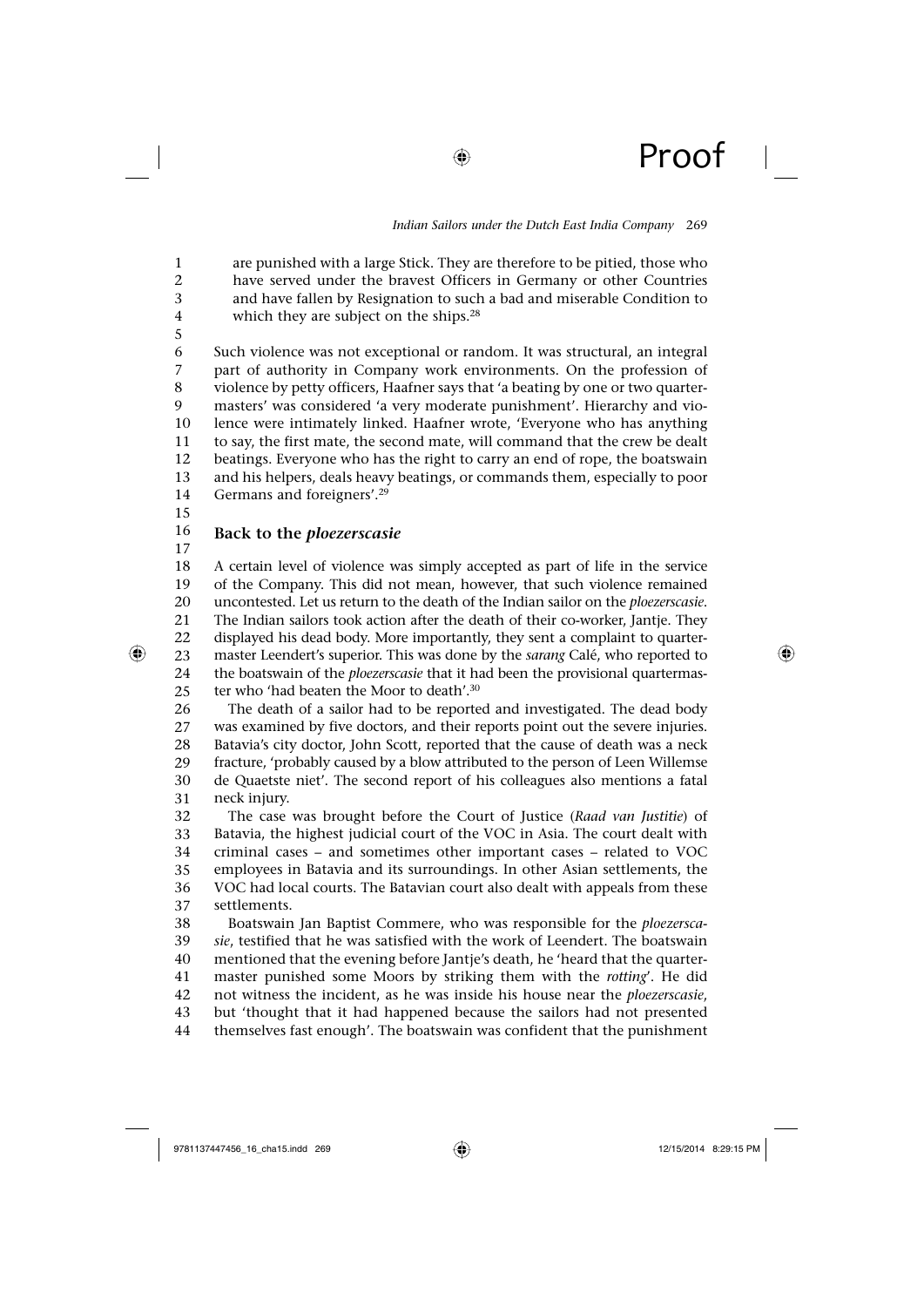> are punished with a large Stick. They are therefore to be pitied, those who have served under the bravest Officers in Germany or other Countries and have fallen by Resignation to such a bad and miserable Condition to which they are subject on the ships.[28]

Such violence was not exceptional or random. It was structural, an integral part of authority in Company work environments. On the profession of violence by petty officers, Haafner says that 'a beating by one or two quartermasters' was considered 'a very moderate punishment'. Hierarchy and violence were intimately linked. Haafner wrote, 'Everyone who has anything to say, the first mate, the second mate, will command that the crew be dealt beatings. Everyone who has the right to carry an end of rope, the boatswain and his helpers, deals heavy beatings, or commands them, especially to poor Germans and foreigners'.[29]

## Back to the *ploezerscasie*

A certain level of violence was simply accepted as part of life in the service of the Company. This did not mean, however, that such violence remained uncontested. Let us return to the death of the Indian sailor on the *ploezerscasie*. The Indian sailors took action after the death of their co-worker, Jantje. They displayed his dead body. More importantly, they sent a complaint to quartermaster Leendert's superior. This was done by the *sarang* Calé, who reported to the boatswain of the *ploezerscasie* that it had been the provisional quartermaster who 'had beaten the Moor to death'.[30]

The death of a sailor had to be reported and investigated. The dead body was examined by five doctors, and their reports point out the severe injuries. Batavia's city doctor, John Scott, reported that the cause of death was a neck fracture, 'probably caused by a blow attributed to the person of Leen Willemse de Quaetste niet'. The second report of his colleagues also mentions a fatal neck injury.

The case was brought before the Court of Justice (*Raad van Justitie*) of Batavia, the highest judicial court of the VOC in Asia. The court dealt with criminal cases – and sometimes other important cases – related to VOC employees in Batavia and its surroundings. In other Asian settlements, the VOC had local courts. The Batavian court also dealt with appeals from these settlements.

Boatswain Jan Baptist Commere, who was responsible for the *ploezerscasie*, testified that he was satisfied with the work of Leendert. The boatswain mentioned that the evening before Jantje's death, he 'heard that the quartermaster punished some Moors by striking them with the *rotting*'. He did not witness the incident, as he was inside his house near the *ploezerscasie*, but 'thought that it had happened because the sailors had not presented themselves fast enough'. The boatswain was confident that the punishment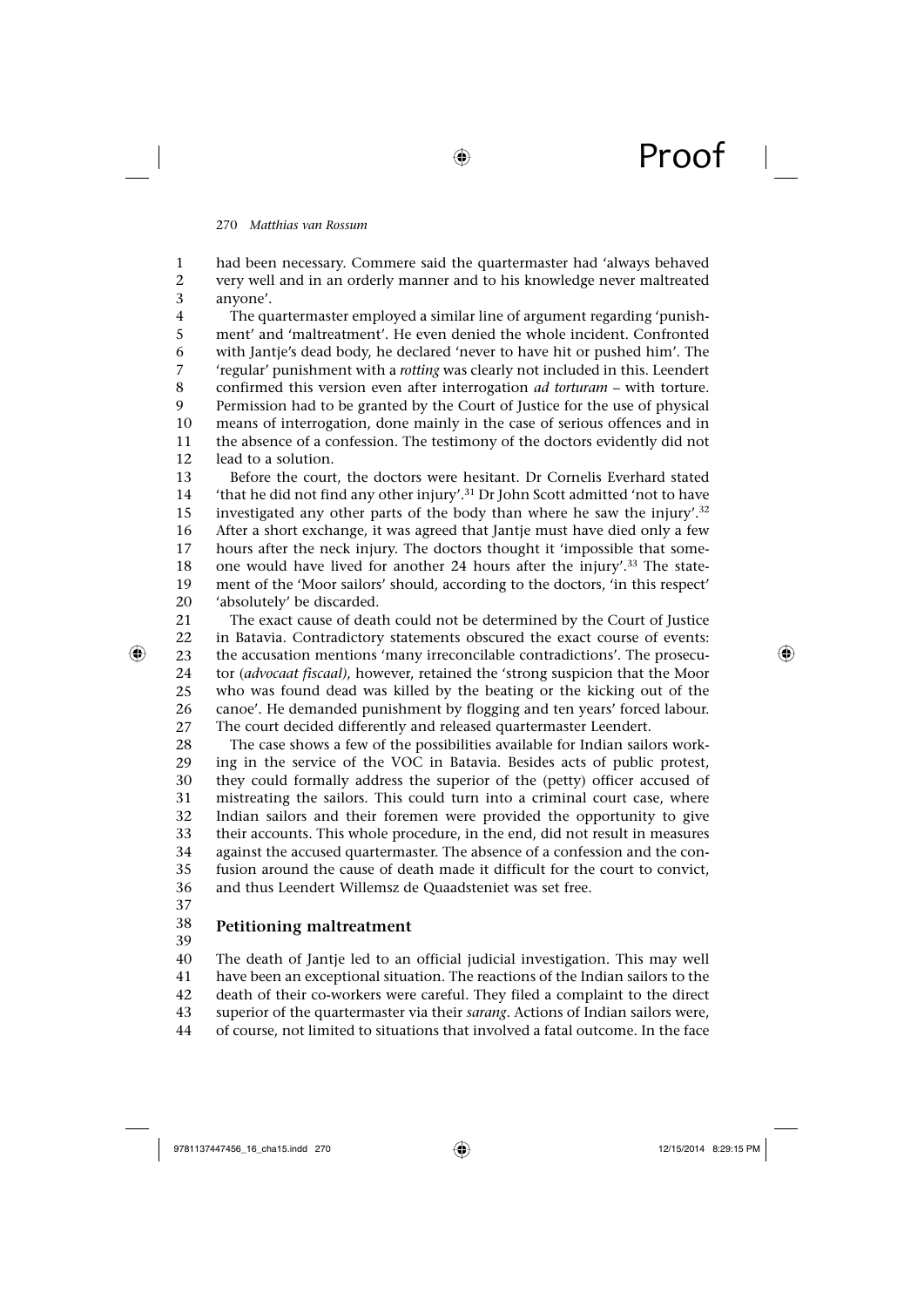had been necessary. Commere said the quartermaster had 'always behaved very well and in an orderly manner and to his knowledge never maltreated anyone'.

The quartermaster employed a similar line of argument regarding 'punishment' and 'maltreatment'. He even denied the whole incident. Confronted with Jantje's dead body, he declared 'never to have hit or pushed him'. The 'regular' punishment with a *rotting* was clearly not included in this. Leendert confirmed this version even after interrogation *ad torturam* – with torture. Permission had to be granted by the Court of Justice for the use of physical means of interrogation, done mainly in the case of serious offences and in the absence of a confession. The testimony of the doctors evidently did not lead to a solution.

Before the court, the doctors were hesitant. Dr Cornelis Everhard stated 'that he did not find any other injury'.[31] Dr John Scott admitted 'not to have investigated any other parts of the body than where he saw the injury'.[32] After a short exchange, it was agreed that Jantje must have died only a few hours after the neck injury. The doctors thought it 'impossible that someone would have lived for another 24 hours after the injury'.[33] The statement of the 'Moor sailors' should, according to the doctors, 'in this respect' 'absolutely' be discarded.

The exact cause of death could not be determined by the Court of Justice in Batavia. Contradictory statements obscured the exact course of events: the accusation mentions 'many irreconcilable contradictions'. The prosecutor (*advocaat fiscaal*), however, retained the 'strong suspicion that the Moor who was found dead was killed by the beating or the kicking out of the canoe'. He demanded punishment by flogging and ten years' forced labour. The court decided differently and released quartermaster Leendert.

The case shows a few of the possibilities available for Indian sailors working in the service of the VOC in Batavia. Besides acts of public protest, they could formally address the superior of the (petty) officer accused of mistreating the sailors. This could turn into a criminal court case, where Indian sailors and their foremen were provided the opportunity to give their accounts. This whole procedure, in the end, did not result in measures against the accused quartermaster. The absence of a confession and the confusion around the cause of death made it difficult for the court to convict, and thus Leendert Willemsz de Quaadsteniet was set free.

## Petitioning maltreatment

The death of Jantje led to an official judicial investigation. This may well have been an exceptional situation. The reactions of the Indian sailors to the death of their co-workers were careful. They filed a complaint to the direct superior of the quartermaster via their *sarang*. Actions of Indian sailors were, of course, not limited to situations that involved a fatal outcome. In the face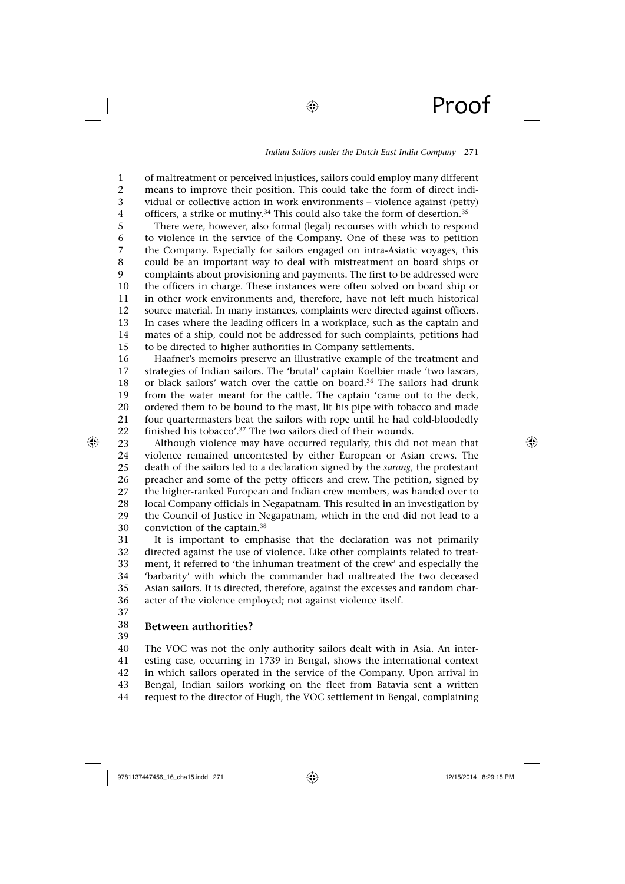of maltreatment or perceived injustices, sailors could employ many different means to improve their position. This could take the form of direct individual or collective action in work environments – violence against (petty) officers, a strike or mutiny.[34] This could also take the form of desertion.[35]

There were, however, also formal (legal) recourses with which to respond to violence in the service of the Company. One of these was to petition the Company. Especially for sailors engaged on intra-Asiatic voyages, this could be an important way to deal with mistreatment on board ships or complaints about provisioning and payments. The first to be addressed were the officers in charge. These instances were often solved on board ship or in other work environments and, therefore, have not left much historical source material. In many instances, complaints were directed against officers. In cases where the leading officers in a workplace, such as the captain and mates of a ship, could not be addressed for such complaints, petitions had to be directed to higher authorities in Company settlements.

Haafner's memoirs preserve an illustrative example of the treatment and strategies of Indian sailors. The 'brutal' captain Koelbier made 'two lascars, or black sailors' watch over the cattle on board.[36] The sailors had drunk from the water meant for the cattle. The captain 'came out to the deck, ordered them to be bound to the mast, lit his pipe with tobacco and made four quartermasters beat the sailors with rope until he had cold-bloodedly finished his tobacco'.[37] The two sailors died of their wounds.

Although violence may have occurred regularly, this did not mean that violence remained uncontested by either European or Asian crews. The death of the sailors led to a declaration signed by the *sarang*, the protestant preacher and some of the petty officers and crew. The petition, signed by the higher-ranked European and Indian crew members, was handed over to local Company officials in Negapatnam. This resulted in an investigation by the Council of Justice in Negapatnam, which in the end did not lead to a conviction of the captain.[38]

It is important to emphasise that the declaration was not primarily directed against the use of violence. Like other complaints related to treatment, it referred to 'the inhuman treatment of the crew' and especially the 'barbarity' with which the commander had maltreated the two deceased Asian sailors. It is directed, therefore, against the excesses and random character of the violence employed; not against violence itself.

## Between authorities?

The VOC was not the only authority sailors dealt with in Asia. An interesting case, occurring in 1739 in Bengal, shows the international context in which sailors operated in the service of the Company. Upon arrival in Bengal, Indian sailors working on the fleet from Batavia sent a written request to the director of Hugli, the VOC settlement in Bengal, complaining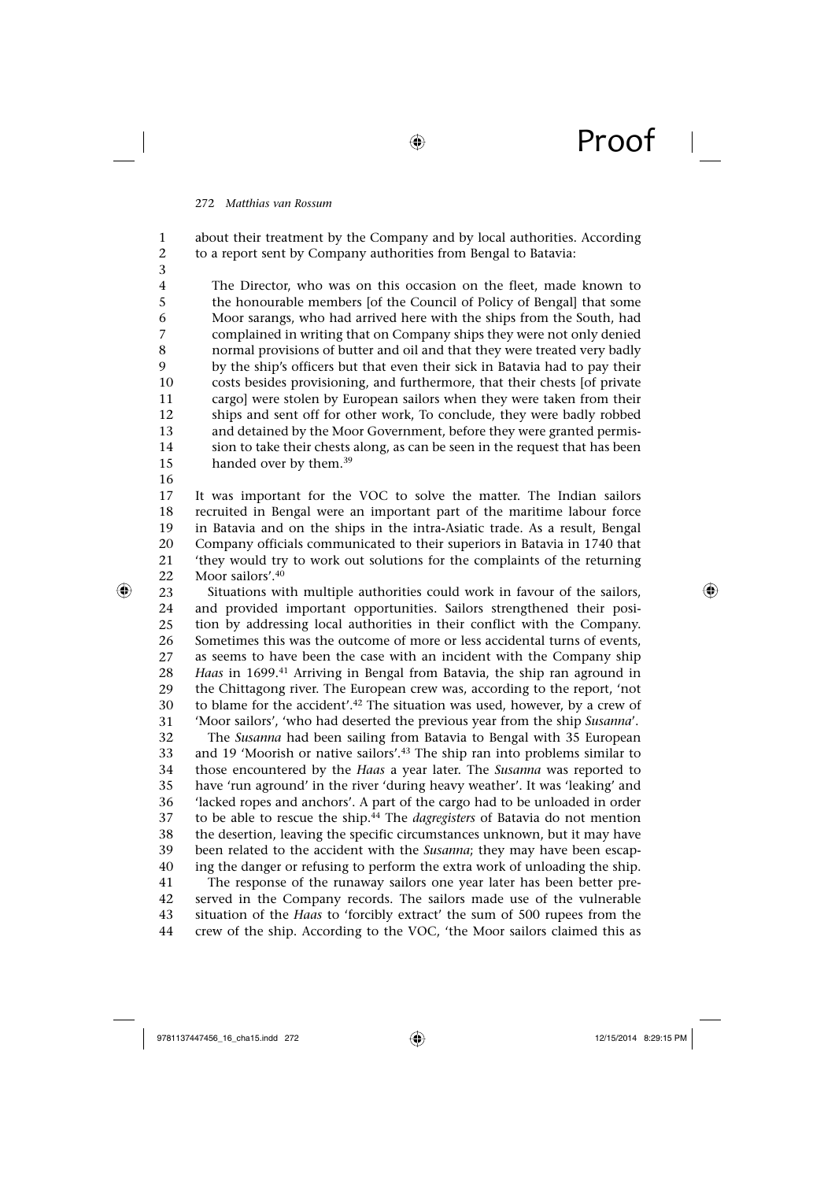about their treatment by the Company and by local authorities. According to a report sent by Company authorities from Bengal to Batavia:

> The Director, who was on this occasion on the fleet, made known to the honourable members [of the Council of Policy of Bengal] that some Moor sarangs, who had arrived here with the ships from the South, had complained in writing that on Company ships they were not only denied normal provisions of butter and oil and that they were treated very badly by the ship's officers but that even their sick in Batavia had to pay their costs besides provisioning, and furthermore, that their chests [of private cargo] were stolen by European sailors when they were taken from their ships and sent off for other work, To conclude, they were badly robbed and detained by the Moor Government, before they were granted permission to take their chests along, as can be seen in the request that has been handed over by them.[39]

It was important for the VOC to solve the matter. The Indian sailors recruited in Bengal were an important part of the maritime labour force in Batavia and on the ships in the intra-Asiatic trade. As a result, Bengal Company officials communicated to their superiors in Batavia in 1740 that 'they would try to work out solutions for the complaints of the returning Moor sailors'.[40]

Situations with multiple authorities could work in favour of the sailors, and provided important opportunities. Sailors strengthened their position by addressing local authorities in their conflict with the Company. Sometimes this was the outcome of more or less accidental turns of events, as seems to have been the case with an incident with the Company ship *Haas* in 1699.[41] Arriving in Bengal from Batavia, the ship ran aground in the Chittagong river. The European crew was, according to the report, 'not to blame for the accident'.[42] The situation was used, however, by a crew of 'Moor sailors', 'who had deserted the previous year from the ship *Susanna*'.

The *Susanna* had been sailing from Batavia to Bengal with 35 European and 19 'Moorish or native sailors'.[43] The ship ran into problems similar to those encountered by the *Haas* a year later. The *Susanna* was reported to have 'run aground' in the river 'during heavy weather'. It was 'leaking' and 'lacked ropes and anchors'. A part of the cargo had to be unloaded in order to be able to rescue the ship.[44] The *dagregisters* of Batavia do not mention the desertion, leaving the specific circumstances unknown, but it may have been related to the accident with the *Susanna*; they may have been escaping the danger or refusing to perform the extra work of unloading the ship.

The response of the runaway sailors one year later has been better preserved in the Company records. The sailors made use of the vulnerable situation of the *Haas* to 'forcibly extract' the sum of 500 rupees from the crew of the ship. According to the VOC, 'the Moor sailors claimed this as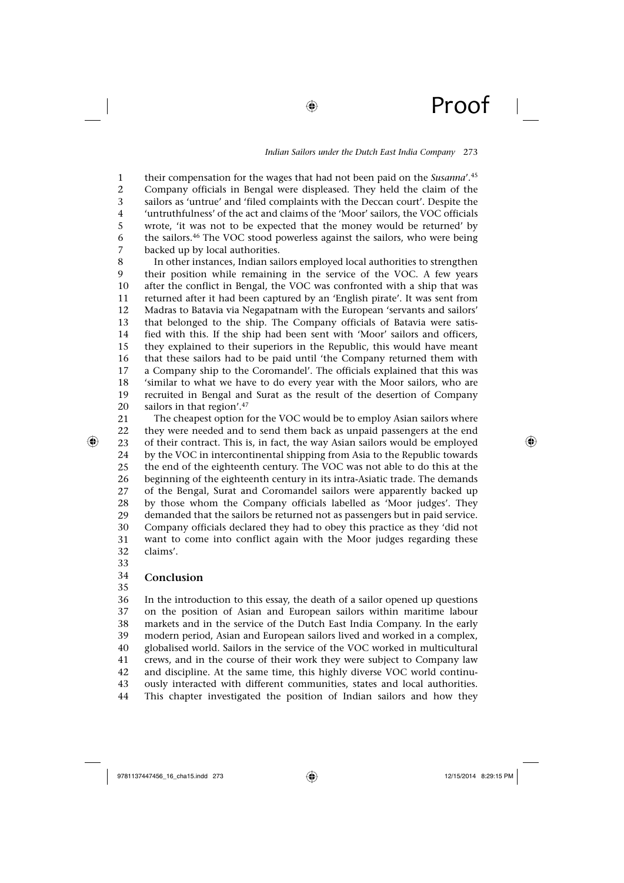their compensation for the wages that had not been paid on the *Susanna*'.[45] Company officials in Bengal were displeased. They held the claim of the sailors as 'untrue' and 'filed complaints with the Deccan court'. Despite the 'untruthfulness' of the act and claims of the 'Moor' sailors, the VOC officials wrote, 'it was not to be expected that the money would be returned' by the sailors.[46] The VOC stood powerless against the sailors, who were being backed up by local authorities.

In other instances, Indian sailors employed local authorities to strengthen their position while remaining in the service of the VOC. A few years after the conflict in Bengal, the VOC was confronted with a ship that was returned after it had been captured by an 'English pirate'. It was sent from Madras to Batavia via Negapatnam with the European 'servants and sailors' that belonged to the ship. The Company officials of Batavia were satisfied with this. If the ship had been sent with 'Moor' sailors and officers, they explained to their superiors in the Republic, this would have meant that these sailors had to be paid until 'the Company returned them with a Company ship to the Coromandel'. The officials explained that this was 'similar to what we have to do every year with the Moor sailors, who are recruited in Bengal and Surat as the result of the desertion of Company sailors in that region'.[47]

The cheapest option for the VOC would be to employ Asian sailors where they were needed and to send them back as unpaid passengers at the end of their contract. This is, in fact, the way Asian sailors would be employed by the VOC in intercontinental shipping from Asia to the Republic towards the end of the eighteenth century. The VOC was not able to do this at the beginning of the eighteenth century in its intra-Asiatic trade. The demands of the Bengal, Surat and Coromandel sailors were apparently backed up by those whom the Company officials labelled as 'Moor judges'. They demanded that the sailors be returned not as passengers but in paid service. Company officials declared they had to obey this practice as they 'did not want to come into conflict again with the Moor judges regarding these claims'.

## Conclusion

In the introduction to this essay, the death of a sailor opened up questions on the position of Asian and European sailors within maritime labour markets and in the service of the Dutch East India Company. In the early modern period, Asian and European sailors lived and worked in a complex, globalised world. Sailors in the service of the VOC worked in multicultural crews, and in the course of their work they were subject to Company law and discipline. At the same time, this highly diverse VOC world continuously interacted with different communities, states and local authorities. This chapter investigated the position of Indian sailors and how they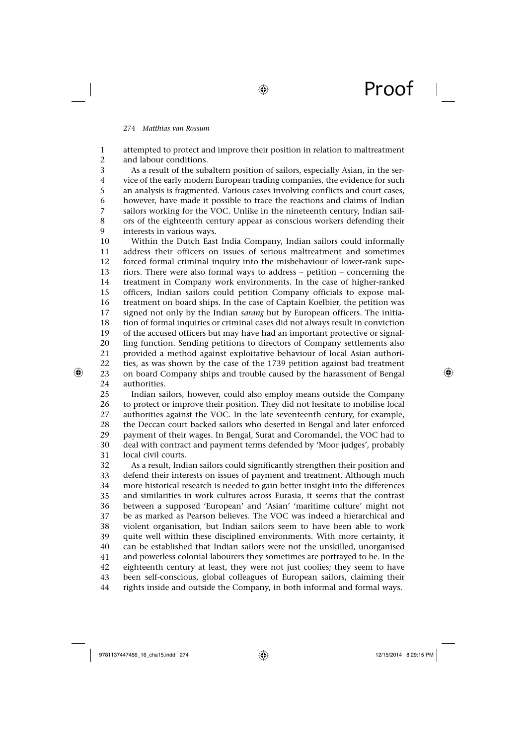attempted to protect and improve their position in relation to maltreatment and labour conditions.

As a result of the subaltern position of sailors, especially Asian, in the service of the early modern European trading companies, the evidence for such an analysis is fragmented. Various cases involving conflicts and court cases, however, have made it possible to trace the reactions and claims of Indian sailors working for the VOC. Unlike in the nineteenth century, Indian sailors of the eighteenth century appear as conscious workers defending their interests in various ways.

Within the Dutch East India Company, Indian sailors could informally address their officers on issues of serious maltreatment and sometimes forced formal criminal inquiry into the misbehaviour of lower-rank superiors. There were also formal ways to address – petition – concerning the treatment in Company work environments. In the case of higher-ranked officers, Indian sailors could petition Company officials to expose maltreatment on board ships. In the case of Captain Koelbier, the petition was signed not only by the Indian *sarang* but by European officers. The initiation of formal inquiries or criminal cases did not always result in conviction of the accused officers but may have had an important protective or signalling function. Sending petitions to directors of Company settlements also provided a method against exploitative behaviour of local Asian authorities, as was shown by the case of the 1739 petition against bad treatment on board Company ships and trouble caused by the harassment of Bengal authorities.

Indian sailors, however, could also employ means outside the Company to protect or improve their position. They did not hesitate to mobilise local authorities against the VOC. In the late seventeenth century, for example, the Deccan court backed sailors who deserted in Bengal and later enforced payment of their wages. In Bengal, Surat and Coromandel, the VOC had to deal with contract and payment terms defended by 'Moor judges', probably local civil courts.

As a result, Indian sailors could significantly strengthen their position and defend their interests on issues of payment and treatment. Although much more historical research is needed to gain better insight into the differences and similarities in work cultures across Eurasia, it seems that the contrast between a supposed 'European' and 'Asian' 'maritime culture' might not be as marked as Pearson believes. The VOC was indeed a hierarchical and violent organisation, but Indian sailors seem to have been able to work quite well within these disciplined environments. With more certainty, it can be established that Indian sailors were not the unskilled, unorganised and powerless colonial labourers they sometimes are portrayed to be. In the eighteenth century at least, they were not just coolies; they seem to have been self-conscious, global colleagues of European sailors, claiming their rights inside and outside the Company, in both informal and formal ways.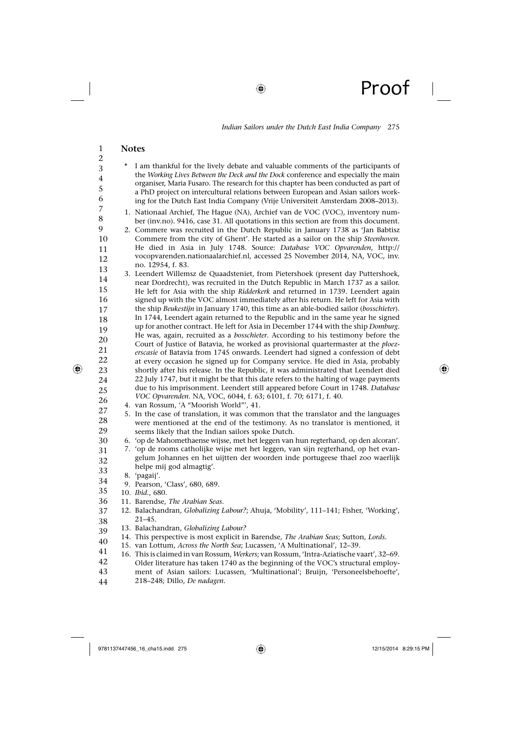## Notes

\* I am thankful for the lively debate and valuable comments of the participants of the *Working Lives Between the Deck and the Dock* conference and especially the main organiser, Maria Fusaro. The research for this chapter has been conducted as part of a PhD project on intercultural relations between European and Asian sailors working for the Dutch East India Company (Vrije Universiteit Amsterdam 2008–2013).

1. Nationaal Archief, The Hague (NA), Archief van de VOC (VOC), inventory number (inv.no). 9416, case 31. All quotations in this section are from this document.
2. Commere was recruited in the Dutch Republic in January 1738 as 'Jan Babtisz Commere from the city of Ghent'. He started as a sailor on the ship *Steenhoven*. He died in Asia in July 1748. Source: *Database VOC Opvarenden*, http://vocopvarenden.nationaalarchief.nl, accessed 25 November 2014, NA, VOC, inv. no. 12954, f. 83.
3. Leendert Willemsz de Quaadsteniet, from Pietershoek (present day Puttershoek, near Dordrecht), was recruited in the Dutch Republic in March 1737 as a sailor. He left for Asia with the ship *Ridderkerk* and returned in 1739. Leendert again signed up with the VOC almost immediately after his return. He left for Asia with the ship *Beukestijn* in January 1740, this time as an able-bodied sailor (*bosschieter*). In 1744, Leendert again returned to the Republic and in the same year he signed up for another contract. He left for Asia in December 1744 with the ship *Domburg*. He was, again, recruited as a *bosschieter*. According to his testimony before the Court of Justice of Batavia, he worked as provisional quartermaster at the *ploezerscasie* of Batavia from 1745 onwards. Leendert had signed a confession of debt at every occasion he signed up for Company service. He died in Asia, probably shortly after his release. In the Republic, it was administrated that Leendert died 22 July 1747, but it might be that this date refers to the halting of wage payments due to his imprisonment. Leendert still appeared before Court in 1748. *Database VOC Opvarenden*. NA, VOC, 6044, f. 63; 6101, f. 70; 6171, f. 40.
4. van Rossum, 'A "Moorish World"', 41.
5. In the case of translation, it was common that the translator and the languages were mentioned at the end of the testimony. As no translator is mentioned, it seems likely that the Indian sailors spoke Dutch.
6. 'op de Mahomethaense wijsse, met het leggen van hun regterhand, op den alcoran'.
7. 'op de rooms catholijke wijse met het leggen, van sijn regterhand, op het evangelum Johannes en het uijtten der woorden inde portugeese thael zoo waerlijk helpe mij god almagtig'.
8. 'pagaij'.
9. Pearson, 'Class', 680, 689.
10. *Ibid.*, 680.
11. Barendse, *The Arabian Seas*.
12. Balachandran, *Globalizing Labour?*; Ahuja, 'Mobility', 111–141; Fisher, 'Working', 21–45.
13. Balachandran, *Globalizing Labour?*
14. This perspective is most explicit in Barendse, *The Arabian Seas*; Sutton, *Lords*.
15. van Lottum, *Across the North Sea*; Lucassen, 'A Multinational', 12–39.
16. This is claimed in van Rossum, *Werkers*; van Rossum, 'Intra-Aziatische vaart', 32–69. Older literature has taken 1740 as the beginning of the VOC's structural employment of Asian sailors: Lucassen, 'Multinational'; Bruijn, 'Personeelsbehoefte', 218–248; Dillo, *De nadagen*.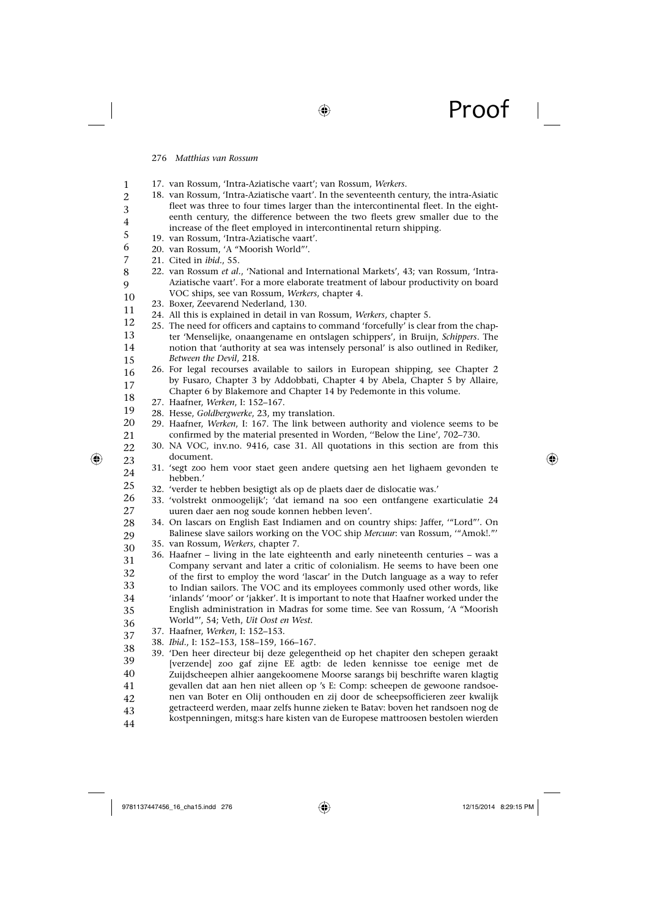17. van Rossum, 'Intra-Aziatische vaart'; van Rossum, *Werkers*.
18. van Rossum, 'Intra-Aziatische vaart'. In the seventeenth century, the intra-Asiatic fleet was three to four times larger than the intercontinental fleet. In the eighteenth century, the difference between the two fleets grew smaller due to the increase of the fleet employed in intercontinental return shipping.
19. van Rossum, 'Intra-Aziatische vaart'.
20. van Rossum, 'A "Moorish World"'.
21. Cited in *ibid.*, 55.
22. van Rossum *et al.*, 'National and International Markets', 43; van Rossum, 'Intra-Aziatische vaart'. For a more elaborate treatment of labour productivity on board VOC ships, see van Rossum, *Werkers*, chapter 4.
23. Boxer, Zeevarend Nederland, 130.
24. All this is explained in detail in van Rossum, *Werkers*, chapter 5.
25. The need for officers and captains to command 'forcefully' is clear from the chapter 'Menselijke, onaangename en ontslagen schippers', in Bruijn, *Schippers*. The notion that 'authority at sea was intensely personal' is also outlined in Rediker, *Between the Devil*, 218.
26. For legal recourses available to sailors in European shipping, see Chapter 2 by Fusaro, Chapter 3 by Addobbati, Chapter 4 by Abela, Chapter 5 by Allaire, Chapter 6 by Blakemore and Chapter 14 by Pedemonte in this volume.
27. Haafner, *Werken*, I: 152–167.
28. Hesse, *Goldbergwerke*, 23, my translation.
29. Haafner, *Werken*, I: 167. The link between authority and violence seems to be confirmed by the material presented in Worden, ''Below the Line', 702–730.
30. NA VOC, inv.no. 9416, case 31. All quotations in this section are from this document.
31. 'segt zoo hem voor staet geen andere quetsing aen het lighaem gevonden te hebben.'
32. 'verder te hebben besigtigt als op de plaets daer de dislocatie was.'
33. 'volstrekt onmoogelijk'; 'dat iemand na soo een ontfangene exarticulatie 24 uuren daer aen nog soude konnen hebben leven'.
34. On lascars on English East Indiamen and on country ships: Jaffer, '"Lord"'. On Balinese slave sailors working on the VOC ship *Mercuur*: van Rossum, '"Amok!."'
35. van Rossum, *Werkers*, chapter 7.
36. Haafner – living in the late eighteenth and early nineteenth centuries – was a Company servant and later a critic of colonialism. He seems to have been one of the first to employ the word 'lascar' in the Dutch language as a way to refer to Indian sailors. The VOC and its employees commonly used other words, like 'inlands' 'moor' or 'jakker'. It is important to note that Haafner worked under the English administration in Madras for some time. See van Rossum, 'A "Moorish World"', 54; Veth, *Uit Oost en West*.
37. Haafner, *Werken*, I: 152–153.
38. *Ibid.*, I: 152–153, 158–159, 166–167.
39. 'Den heer directeur bij deze gelegentheid op het chapiter den schepen geraakt [verzende] zoo gaf zijne EE agtb: de leden kennisse toe eenige met de Zuijdscheepen alhier aangekoomene Moorse sarangs bij beschrifte waren klagtig gevallen dat aan hen niet alleen op 's E: Comp: scheepen de gewoone randsoenen van Boter en Olij onthouden en zij door de scheepsofficieren zeer kwalijk getracteerd werden, maar zelfs hunne zieken te Batav: boven het randsoen nog de kostpenningen, mitsg:s hare kisten van de Europese mattroosen bestolen wierden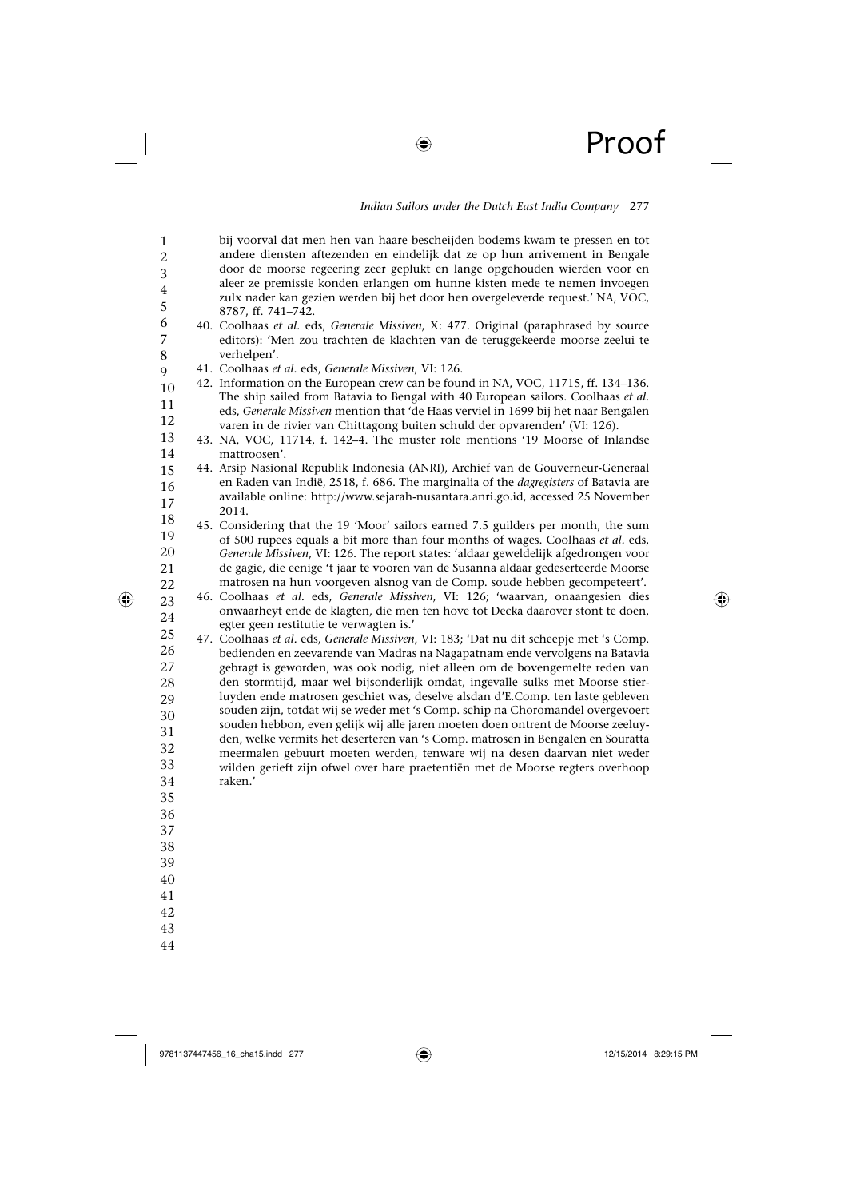bij voorval dat men hen van haare bescheijden bodems kwam te pressen en tot andere diensten aftezenden en eindelijk dat ze op hun arrivement in Bengale door de moorse regeering zeer geplukt en lange opgehouden wierden voor en aleer ze premissie konden erlangen om hunne kisten mede te nemen invoegen zulx nader kan gezien werden bij het door hen overgeleverde request.' NA, VOC, 8787, ff. 741–742.

40. Coolhaas *et al*. eds, *Generale Missiven*, X: 477. Original (paraphrased by source editors): 'Men zou trachten de klachten van de teruggekeerde moorse zeelui te verhelpen'.
41. Coolhaas *et al*. eds, *Generale Missiven*, VI: 126.
42. Information on the European crew can be found in NA, VOC, 11715, ff. 134–136. The ship sailed from Batavia to Bengal with 40 European sailors. Coolhaas *et al*. eds, *Generale Missiven* mention that 'de Haas verviel in 1699 bij het naar Bengalen varen in de rivier van Chittagong buiten schuld der opvarenden' (VI: 126).
43. NA, VOC, 11714, f. 142–4. The muster role mentions '19 Moorse of Inlandse mattroosen'.
44. Arsip Nasional Republik Indonesia (ANRI), Archief van de Gouverneur-Generaal en Raden van Indië, 2518, f. 686. The marginalia of the *dagregisters* of Batavia are available online: http://www.sejarah-nusantara.anri.go.id, accessed 25 November 2014.
45. Considering that the 19 'Moor' sailors earned 7.5 guilders per month, the sum of 500 rupees equals a bit more than four months of wages. Coolhaas *et al*. eds, *Generale Missiven*, VI: 126. The report states: 'aldaar geweldelijk afgedrongen voor de gagie, die eenige 't jaar te vooren van de Susanna aldaar gedeserteerde Moorse matrosen na hun voorgeven alsnog van de Comp. soude hebben gecompeteert'.
46. Coolhaas *et al*. eds, *Generale Missiven*, VI: 126; 'waarvan, onaangesien dies onwaarheyt ende de klagten, die men ten hove tot Decka daarover stont te doen, egter geen restitutie te verwagten is.'
47. Coolhaas *et al*. eds, *Generale Missiven*, VI: 183; 'Dat nu dit scheepje met 's Comp. bedienden en zeevarende van Madras na Nagapatnam ende vervolgens na Batavia gebragt is geworden, was ook nodig, niet alleen om de bovengemelte reden van den stormtijd, maar wel bijsonderlijk omdat, ingevalle sulks met Moorse stierluyden ende matrosen geschiet was, deselve alsdan d'E.Comp. ten laste gebleven souden zijn, totdat wij se weder met 's Comp. schip na Choromandel overgevoert souden hebbon, even gelijk wij alle jaren moeten doen ontrent de Moorse zeeluyden, welke vermits het deserteren van 's Comp. matrosen in Bengalen en Souratta meermalen gebuurt moeten werden, tenware wij na desen daarvan niet weder wilden gerieft zijn ofwel over hare praetentiën met de Moorse regters overhoop raken.'